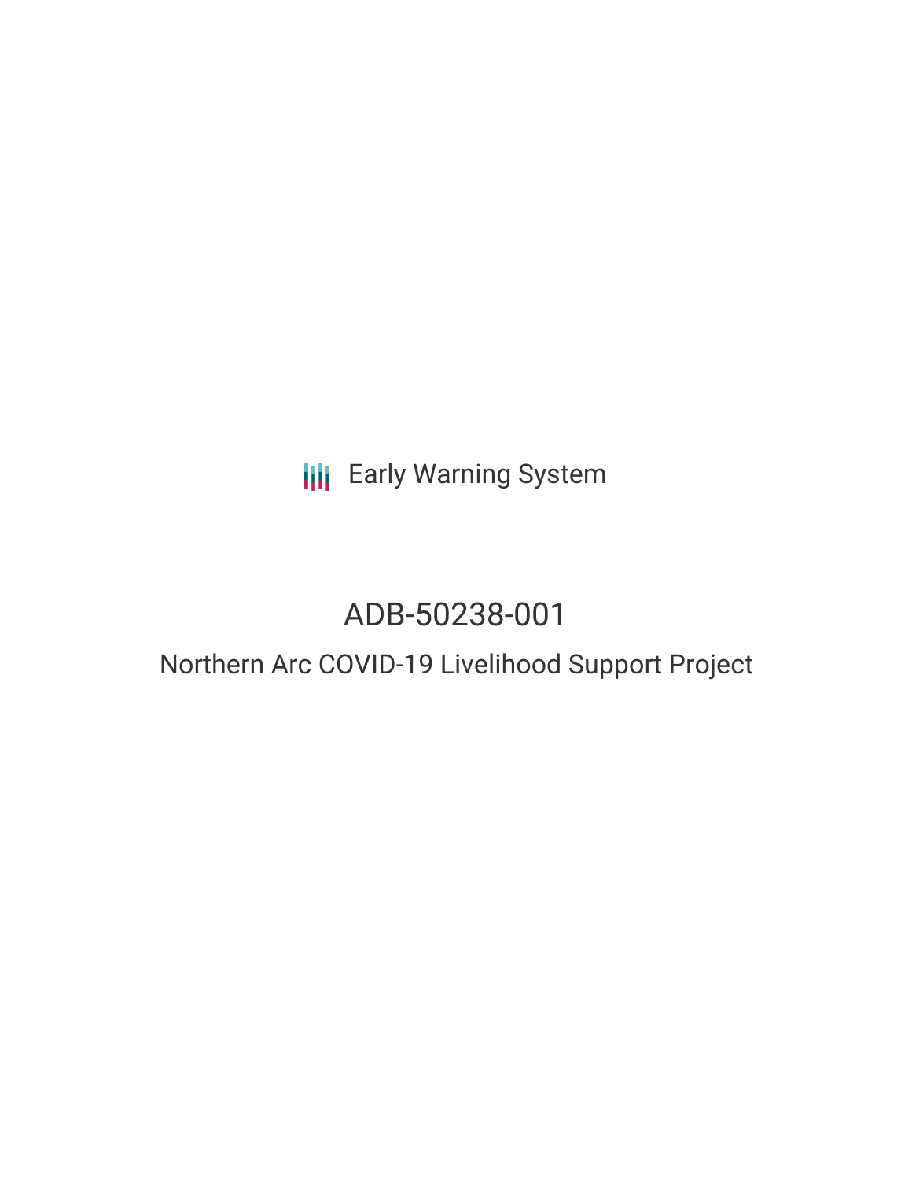Early Warning System

# ADB-50238-001

## Northern Arc COVID-19 Livelihood Support Project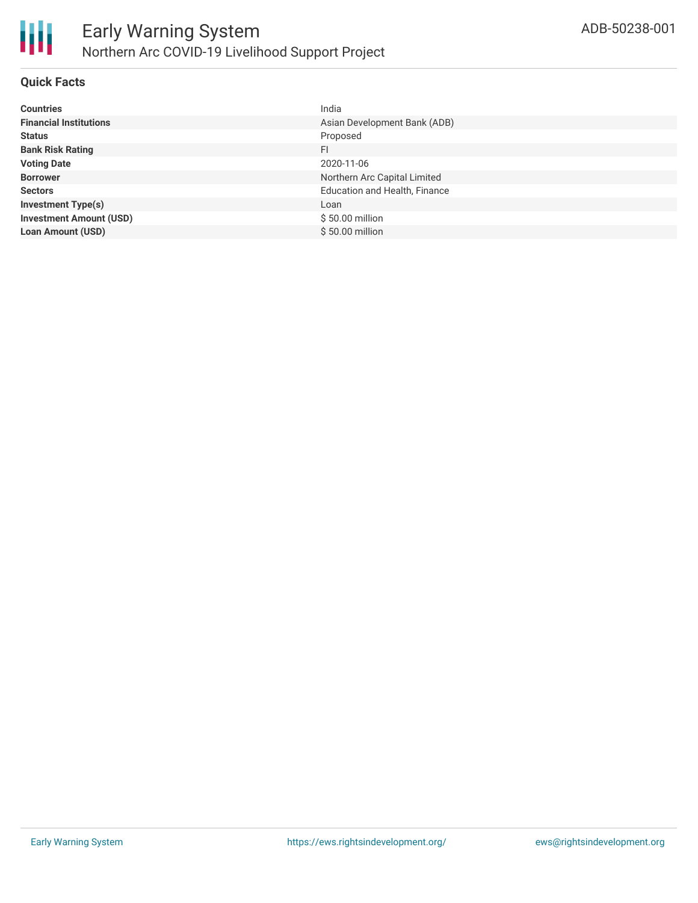# Early Warning System

## Northern Arc COVID-19 Livelihood Support Project

ADB-50238-001

### Quick Facts

| | |
|---|---|
| **Countries** | India |
| **Financial Institutions** | Asian Development Bank (ADB) |
| **Status** | Proposed |
| **Bank Risk Rating** | FI |
| **Voting Date** | 2020-11-06 |
| **Borrower** | Northern Arc Capital Limited |
| **Sectors** | Education and Health, Finance |
| **Investment Type(s)** | Loan |
| **Investment Amount (USD)** | $ 50.00 million |
| **Loan Amount (USD)** | $ 50.00 million |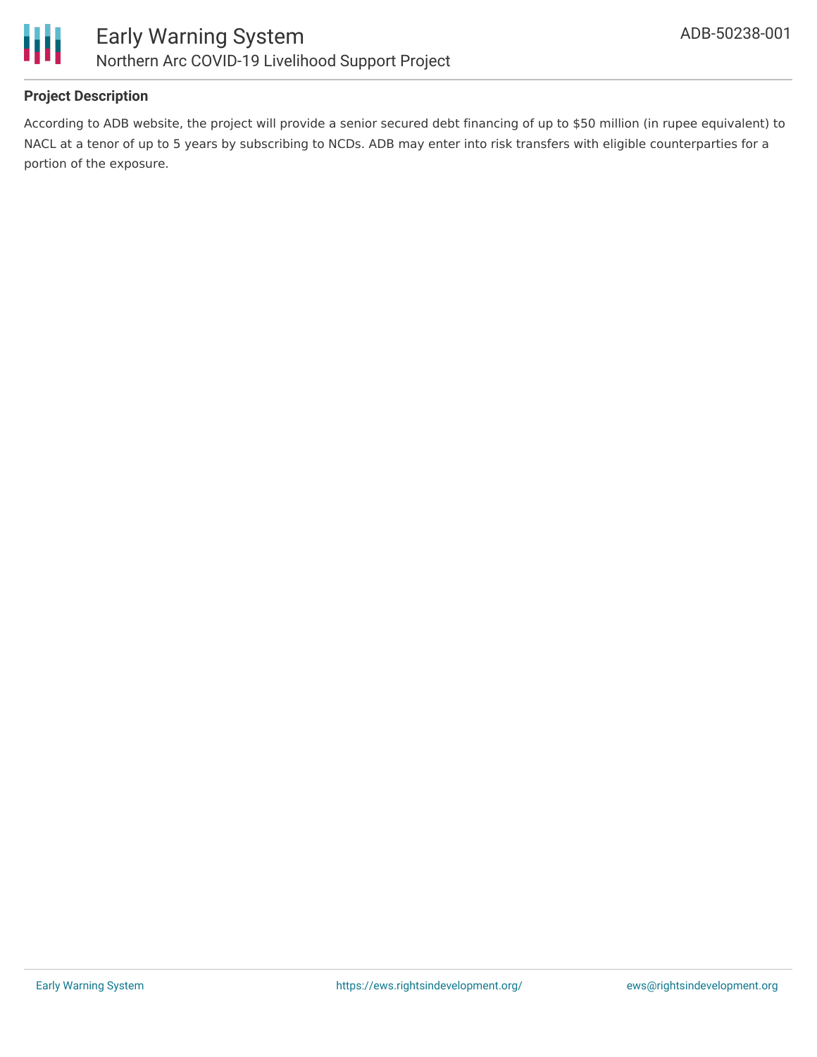## Project Description

According to ADB website, the project will provide a senior secured debt financing of up to $50 million (in rupee equivalent) to NACL at a tenor of up to 5 years by subscribing to NCDs. ADB may enter into risk transfers with eligible counterparties for a portion of the exposure.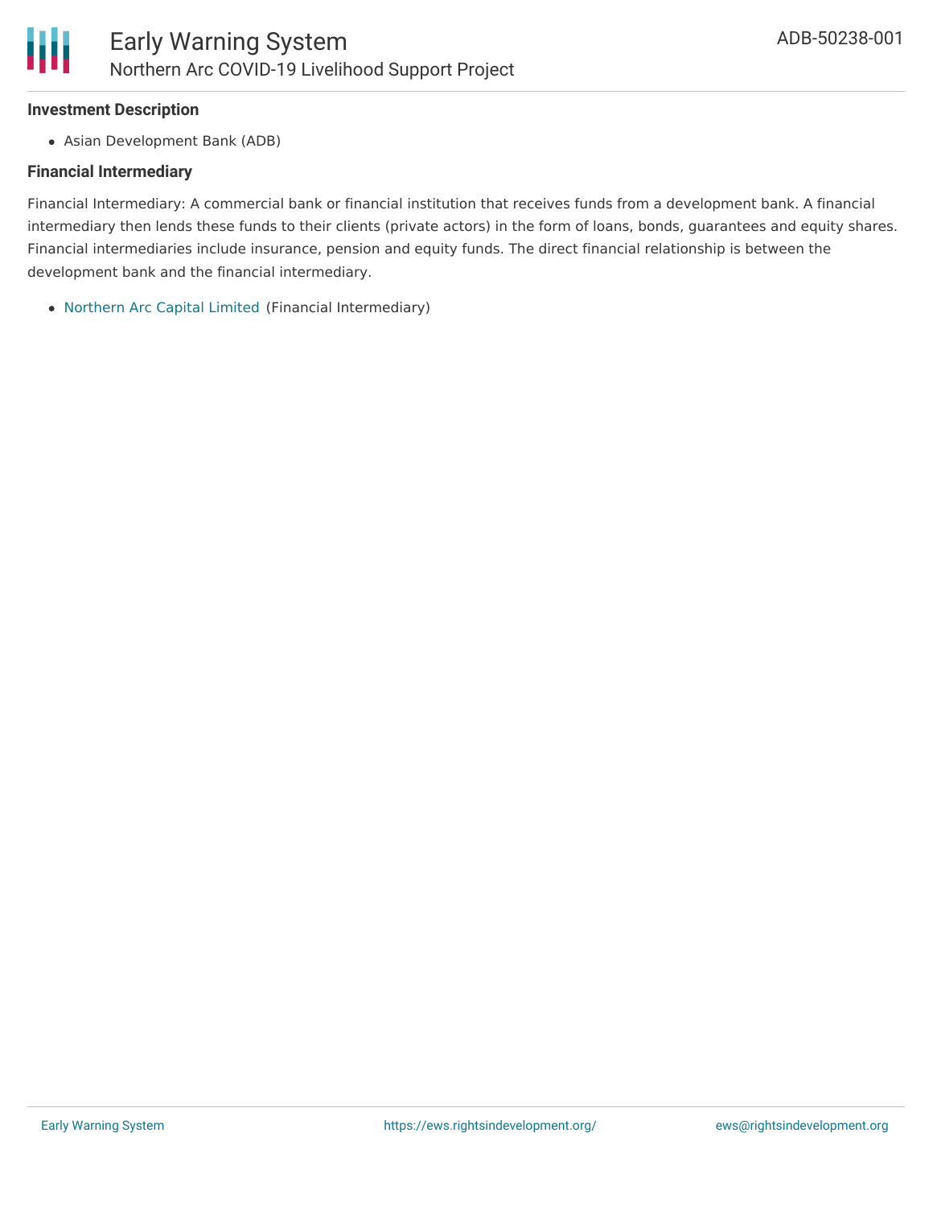### Investment Description

- Asian Development Bank (ADB)

### Financial Intermediary

Financial Intermediary: A commercial bank or financial institution that receives funds from a development bank. A financial intermediary then lends these funds to their clients (private actors) in the form of loans, bonds, guarantees and equity shares. Financial intermediaries include insurance, pension and equity funds. The direct financial relationship is between the development bank and the financial intermediary.

- Northern Arc Capital Limited (Financial Intermediary)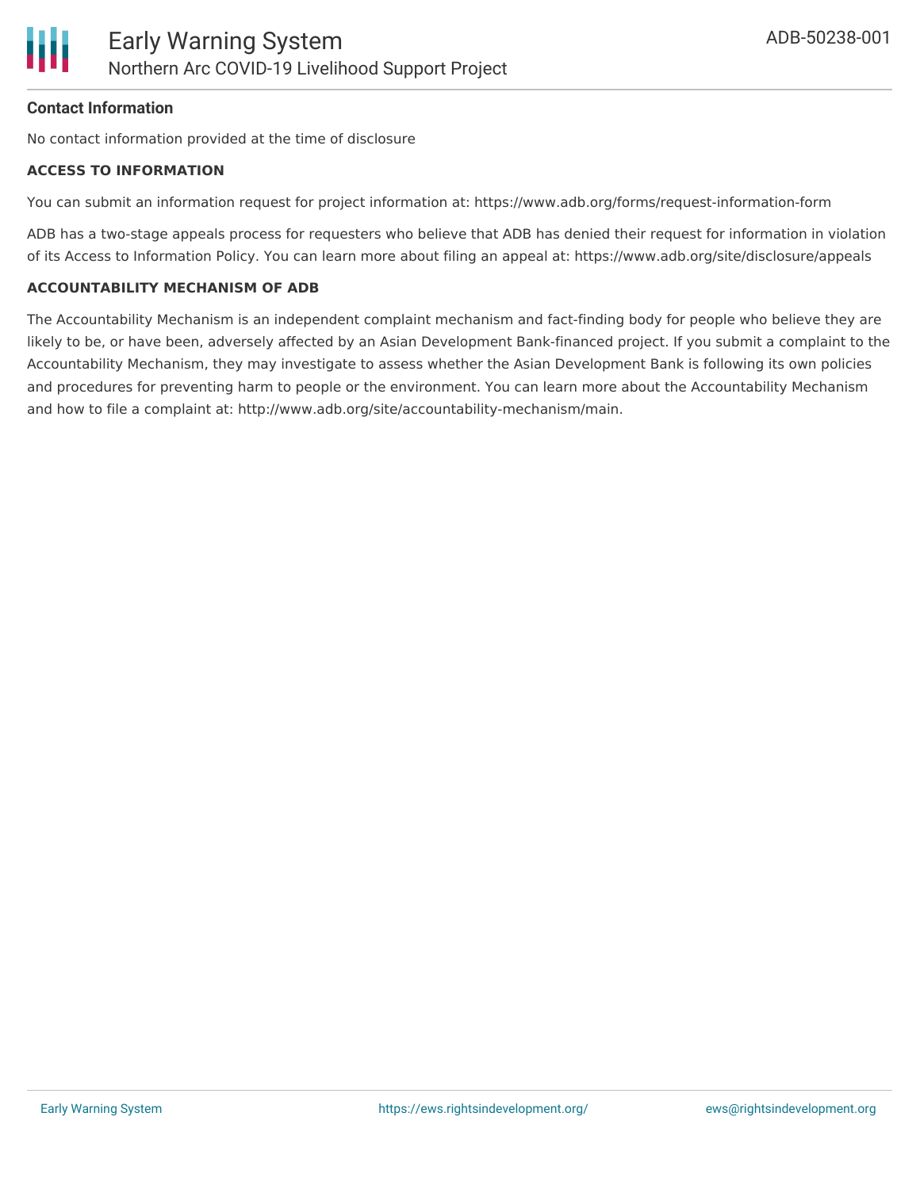**Contact Information**

No contact information provided at the time of disclosure

**ACCESS TO INFORMATION**

You can submit an information request for project information at: https://www.adb.org/forms/request-information-form

ADB has a two-stage appeals process for requesters who believe that ADB has denied their request for information in violation of its Access to Information Policy. You can learn more about filing an appeal at: https://www.adb.org/site/disclosure/appeals

**ACCOUNTABILITY MECHANISM OF ADB**

The Accountability Mechanism is an independent complaint mechanism and fact-finding body for people who believe they are likely to be, or have been, adversely affected by an Asian Development Bank-financed project. If you submit a complaint to the Accountability Mechanism, they may investigate to assess whether the Asian Development Bank is following its own policies and procedures for preventing harm to people or the environment. You can learn more about the Accountability Mechanism and how to file a complaint at: http://www.adb.org/site/accountability-mechanism/main.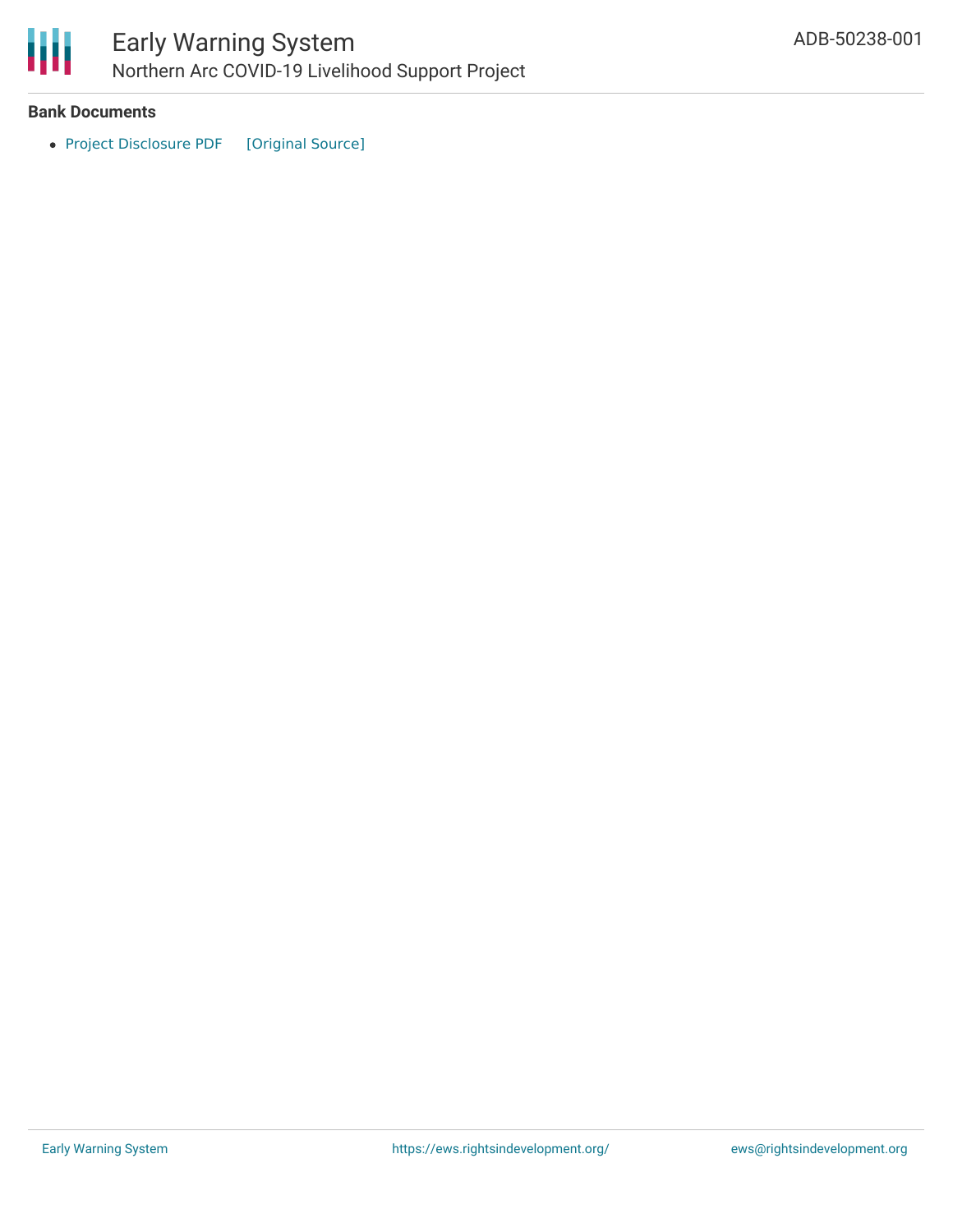### Bank Documents

- Project Disclosure PDF [Original Source]